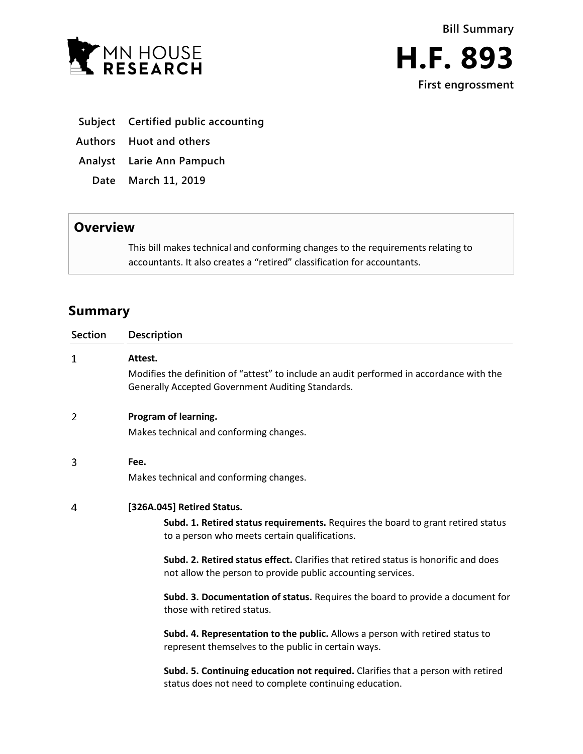Bill Summary

# H.F. 893

**First engrossment**

| | |
|---|---|
| **Subject** | **Certified public accounting** |
| **Authors** | **Huot and others** |
| **Analyst** | **Larie Ann Pampuch** |
| **Date** | **March 11, 2019** |

## Overview

This bill makes technical and conforming changes to the requirements relating to accountants. It also creates a "retired" classification for accountants.

## Summary

| Section | Description |
|---|---|
| 1 | **Attest.**<br>Modifies the definition of "attest" to include an audit performed in accordance with the Generally Accepted Government Auditing Standards. |
| 2 | **Program of learning.**<br>Makes technical and conforming changes. |
| 3 | **Fee.**<br>Makes technical and conforming changes. |
| 4 | **[326A.045] Retired Status.**<br>**Subd. 1. Retired status requirements.** Requires the board to grant retired status to a person who meets certain qualifications.<br>**Subd. 2. Retired status effect.** Clarifies that retired status is honorific and does not allow the person to provide public accounting services.<br>**Subd. 3. Documentation of status.** Requires the board to provide a document for those with retired status.<br>**Subd. 4. Representation to the public.** Allows a person with retired status to represent themselves to the public in certain ways.<br>**Subd. 5. Continuing education not required.** Clarifies that a person with retired status does not need to complete continuing education. |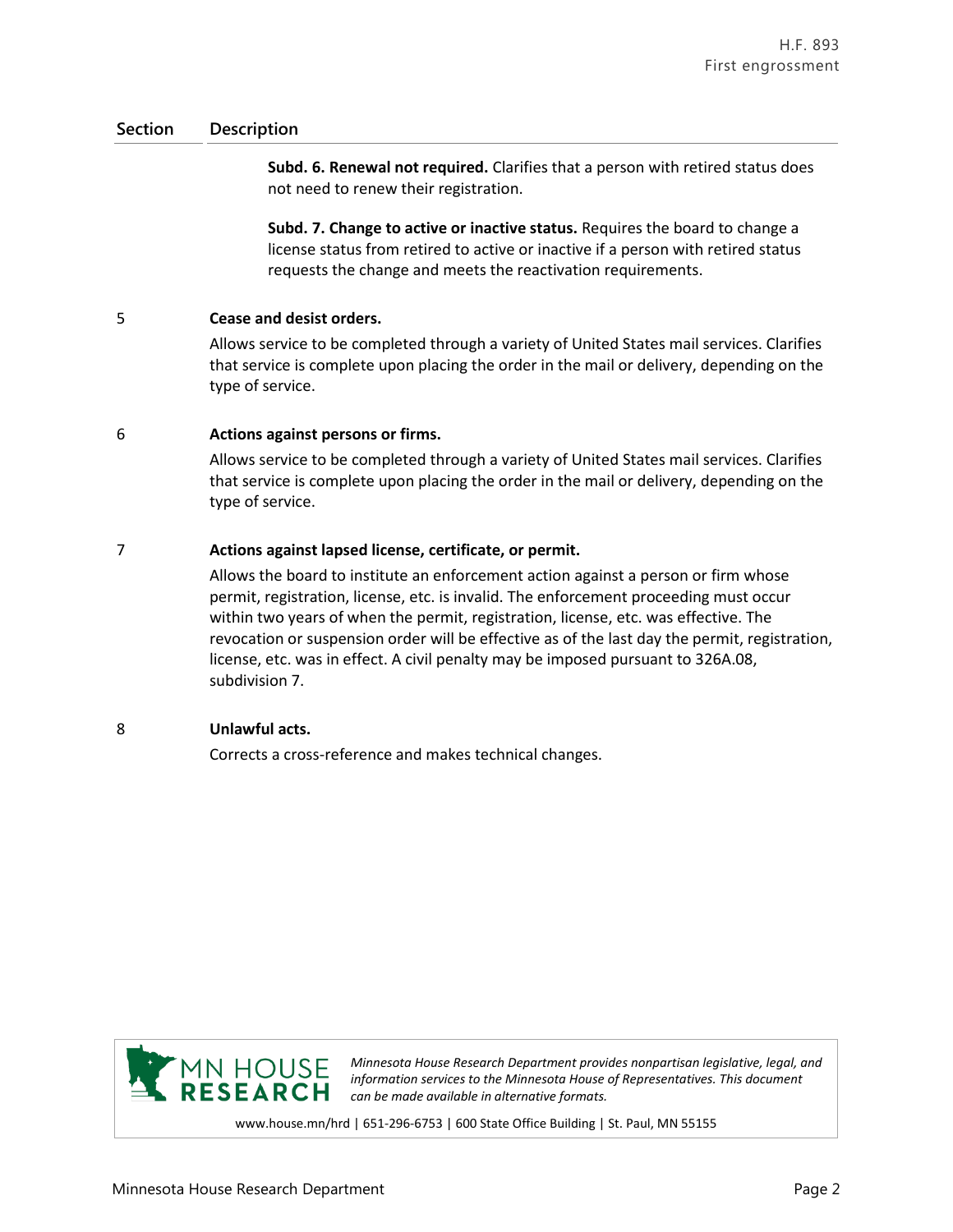| Section | Description |
|---|---|
| | **Subd. 6. Renewal not required.** Clarifies that a person with retired status does not need to renew their registration.<br><br>**Subd. 7. Change to active or inactive status.** Requires the board to change a license status from retired to active or inactive if a person with retired status requests the change and meets the reactivation requirements. |
| 5 | **Cease and desist orders.**<br><br>Allows service to be completed through a variety of United States mail services. Clarifies that service is complete upon placing the order in the mail or delivery, depending on the type of service. |
| 6 | **Actions against persons or firms.**<br><br>Allows service to be completed through a variety of United States mail services. Clarifies that service is complete upon placing the order in the mail or delivery, depending on the type of service. |
| 7 | **Actions against lapsed license, certificate, or permit.**<br><br>Allows the board to institute an enforcement action against a person or firm whose permit, registration, license, etc. is invalid. The enforcement proceeding must occur within two years of when the permit, registration, license, etc. was effective. The revocation or suspension order will be effective as of the last day the permit, registration, license, etc. was in effect. A civil penalty may be imposed pursuant to 326A.08, subdivision 7. |
| 8 | **Unlawful acts.**<br><br>Corrects a cross-reference and makes technical changes. |

MN HOUSE RESEARCH

*Minnesota House Research Department provides nonpartisan legislative, legal, and information services to the Minnesota House of Representatives. This document can be made available in alternative formats.*

www.house.mn/hrd | 651-296-6753 | 600 State Office Building | St. Paul, MN 55155